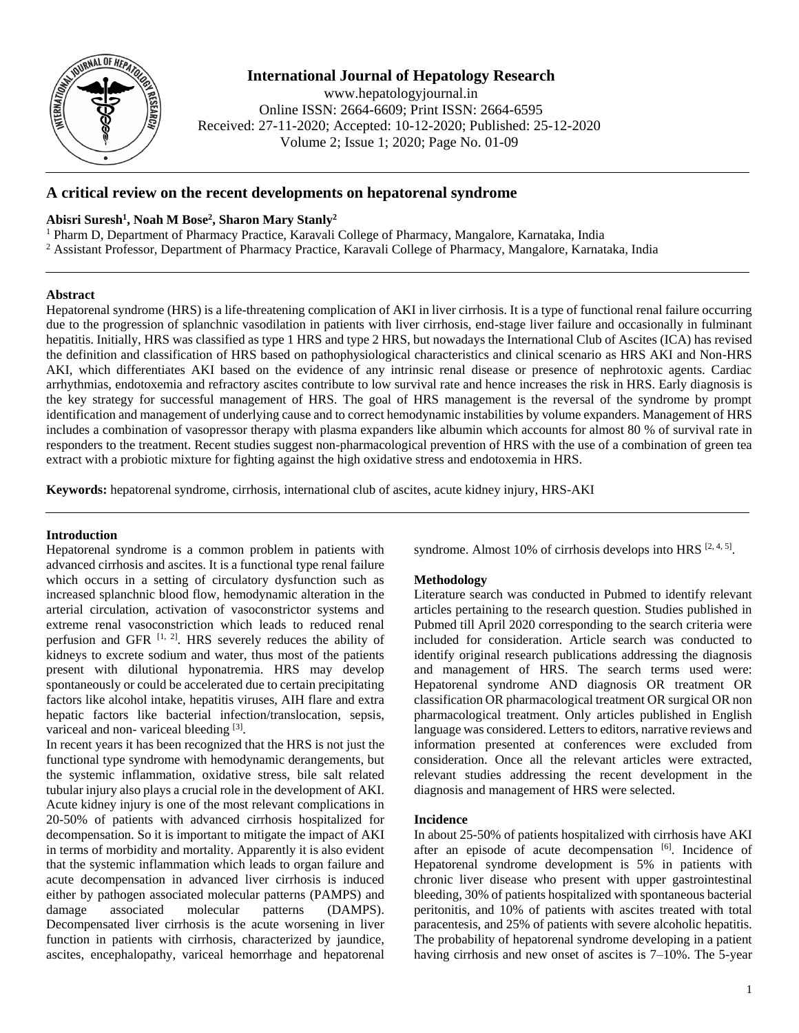# A critical review on the recent developments on hepatorenal syndrome

**Abisri Suresh[1], Noah M Bose[2], Sharon Mary Stanly[2]**

[1] Pharm D, Department of Pharmacy Practice, Karavali College of Pharmacy, Mangalore, Karnataka, India
[2] Assistant Professor, Department of Pharmacy Practice, Karavali College of Pharmacy, Mangalore, Karnataka, India

## Abstract

Hepatorenal syndrome (HRS) is a life-threatening complication of AKI in liver cirrhosis. It is a type of functional renal failure occurring due to the progression of splanchnic vasodilation in patients with liver cirrhosis, end-stage liver failure and occasionally in fulminant hepatitis. Initially, HRS was classified as type 1 HRS and type 2 HRS, but nowadays the International Club of Ascites (ICA) has revised the definition and classification of HRS based on pathophysiological characteristics and clinical scenario as HRS AKI and Non-HRS AKI, which differentiates AKI based on the evidence of any intrinsic renal disease or presence of nephrotoxic agents. Cardiac arrhythmias, endotoxemia and refractory ascites contribute to low survival rate and hence increases the risk in HRS. Early diagnosis is the key strategy for successful management of HRS. The goal of HRS management is the reversal of the syndrome by prompt identification and management of underlying cause and to correct hemodynamic instabilities by volume expanders. Management of HRS includes a combination of vasopressor therapy with plasma expanders like albumin which accounts for almost 80 % of survival rate in responders to the treatment. Recent studies suggest non-pharmacological prevention of HRS with the use of a combination of green tea extract with a probiotic mixture for fighting against the high oxidative stress and endotoxemia in HRS.

**Keywords:** hepatorenal syndrome, cirrhosis, international club of ascites, acute kidney injury, HRS-AKI

## Introduction

Hepatorenal syndrome is a common problem in patients with advanced cirrhosis and ascites. It is a functional type renal failure which occurs in a setting of circulatory dysfunction such as increased splanchnic blood flow, hemodynamic alteration in the arterial circulation, activation of vasoconstrictor systems and extreme renal vasoconstriction which leads to reduced renal perfusion and GFR [1, 2]. HRS severely reduces the ability of kidneys to excrete sodium and water, thus most of the patients present with dilutional hyponatremia. HRS may develop spontaneously or could be accelerated due to certain precipitating factors like alcohol intake, hepatitis viruses, AIH flare and extra hepatic factors like bacterial infection/translocation, sepsis, variceal and non- variceal bleeding [3].

In recent years it has been recognized that the HRS is not just the functional type syndrome with hemodynamic derangements, but the systemic inflammation, oxidative stress, bile salt related tubular injury also plays a crucial role in the development of AKI. Acute kidney injury is one of the most relevant complications in 20-50% of patients with advanced cirrhosis hospitalized for decompensation. So it is important to mitigate the impact of AKI in terms of morbidity and mortality. Apparently it is also evident that the systemic inflammation which leads to organ failure and acute decompensation in advanced liver cirrhosis is induced either by pathogen associated molecular patterns (PAMPS) and damage associated molecular patterns (DAMPS). Decompensated liver cirrhosis is the acute worsening in liver function in patients with cirrhosis, characterized by jaundice, ascites, encephalopathy, variceal hemorrhage and hepatorenal syndrome. Almost 10% of cirrhosis develops into HRS [2, 4, 5].

## Methodology

Literature search was conducted in Pubmed to identify relevant articles pertaining to the research question. Studies published in Pubmed till April 2020 corresponding to the search criteria were included for consideration. Article search was conducted to identify original research publications addressing the diagnosis and management of HRS. The search terms used were: Hepatorenal syndrome AND diagnosis OR treatment OR classification OR pharmacological treatment OR surgical OR non pharmacological treatment. Only articles published in English language was considered. Letters to editors, narrative reviews and information presented at conferences were excluded from consideration. Once all the relevant articles were extracted, relevant studies addressing the recent development in the diagnosis and management of HRS were selected.

## Incidence

In about 25-50% of patients hospitalized with cirrhosis have AKI after an episode of acute decompensation [6]. Incidence of Hepatorenal syndrome development is 5% in patients with chronic liver disease who present with upper gastrointestinal bleeding, 30% of patients hospitalized with spontaneous bacterial peritonitis, and 10% of patients with ascites treated with total paracentesis, and 25% of patients with severe alcoholic hepatitis. The probability of hepatorenal syndrome developing in a patient having cirrhosis and new onset of ascites is 7–10%. The 5-year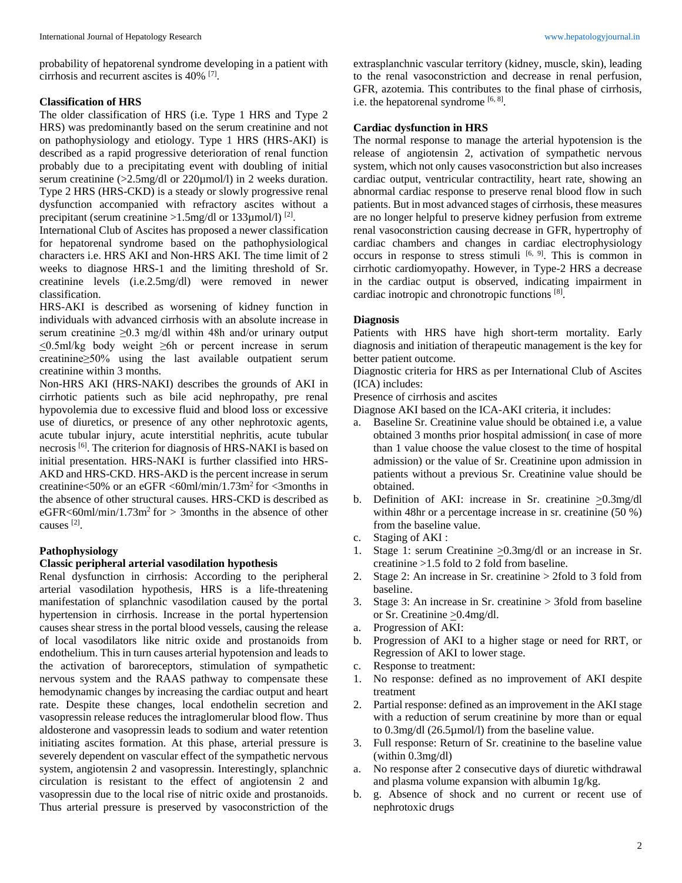probability of hepatorenal syndrome developing in a patient with cirrhosis and recurrent ascites is 40% [7].

### Classification of HRS

The older classification of HRS (i.e. Type 1 HRS and Type 2 HRS) was predominantly based on the serum creatinine and not on pathophysiology and etiology. Type 1 HRS (HRS-AKI) is described as a rapid progressive deterioration of renal function probably due to a precipitating event with doubling of initial serum creatinine (>2.5mg/dl or 220µmol/l) in 2 weeks duration. Type 2 HRS (HRS-CKD) is a steady or slowly progressive renal dysfunction accompanied with refractory ascites without a precipitant (serum creatinine >1.5mg/dl or 133µmol/l) [2].

International Club of Ascites has proposed a newer classification for hepatorenal syndrome based on the pathophysiological characters i.e. HRS AKI and Non-HRS AKI. The time limit of 2 weeks to diagnose HRS-1 and the limiting threshold of Sr. creatinine levels (i.e.2.5mg/dl) were removed in newer classification.

HRS-AKI is described as worsening of kidney function in individuals with advanced cirrhosis with an absolute increase in serum creatinine ≥0.3 mg/dl within 48h and/or urinary output ≤0.5ml/kg body weight ≥6h or percent increase in serum creatinine≥50% using the last available outpatient serum creatinine within 3 months.

Non-HRS AKI (HRS-NAKI) describes the grounds of AKI in cirrhotic patients such as bile acid nephropathy, pre renal hypovolemia due to excessive fluid and blood loss or excessive use of diuretics, or presence of any other nephrotoxic agents, acute tubular injury, acute interstitial nephritis, acute tubular necrosis [6]. The criterion for diagnosis of HRS-NAKI is based on initial presentation. HRS-NAKI is further classified into HRS-AKD and HRS-CKD. HRS-AKD is the percent increase in serum creatinine<50% or an eGFR <60ml/min/1.73m$^2$ for <3months in the absence of other structural causes. HRS-CKD is described as eGFR<60ml/min/1.73m$^2$ for > 3months in the absence of other causes [2].

### Pathophysiology

#### Classic peripheral arterial vasodilation hypothesis

Renal dysfunction in cirrhosis: According to the peripheral arterial vasodilation hypothesis, HRS is a life-threatening manifestation of splanchnic vasodilation caused by the portal hypertension in cirrhosis. Increase in the portal hypertension causes shear stress in the portal blood vessels, causing the release of local vasodilators like nitric oxide and prostanoids from endothelium. This in turn causes arterial hypotension and leads to the activation of baroreceptors, stimulation of sympathetic nervous system and the RAAS pathway to compensate these hemodynamic changes by increasing the cardiac output and heart rate. Despite these changes, local endothelin secretion and vasopressin release reduces the intraglomerular blood flow. Thus aldosterone and vasopressin leads to sodium and water retention initiating ascites formation. At this phase, arterial pressure is severely dependent on vascular effect of the sympathetic nervous system, angiotensin 2 and vasopressin. Interestingly, splanchnic circulation is resistant to the effect of angiotensin 2 and vasopressin due to the local rise of nitric oxide and prostanoids. Thus arterial pressure is preserved by vasoconstriction of the extrasplanchnic vascular territory (kidney, muscle, skin), leading to the renal vasoconstriction and decrease in renal perfusion, GFR, azotemia. This contributes to the final phase of cirrhosis, i.e. the hepatorenal syndrome [6, 8].

### Cardiac dysfunction in HRS

The normal response to manage the arterial hypotension is the release of angiotensin 2, activation of sympathetic nervous system, which not only causes vasoconstriction but also increases cardiac output, ventricular contractility, heart rate, showing an abnormal cardiac response to preserve renal blood flow in such patients. But in most advanced stages of cirrhosis, these measures are no longer helpful to preserve kidney perfusion from extreme renal vasoconstriction causing decrease in GFR, hypertrophy of cardiac chambers and changes in cardiac electrophysiology occurs in response to stress stimuli [6, 9]. This is common in cirrhotic cardiomyopathy. However, in Type-2 HRS a decrease in the cardiac output is observed, indicating impairment in cardiac inotropic and chronotropic functions [8].

### Diagnosis

Patients with HRS have high short-term mortality. Early diagnosis and initiation of therapeutic management is the key for better patient outcome.

Diagnostic criteria for HRS as per International Club of Ascites (ICA) includes:

Presence of cirrhosis and ascites

Diagnose AKI based on the ICA-AKI criteria, it includes:

a. Baseline Sr. Creatinine value should be obtained i.e, a value obtained 3 months prior hospital admission( in case of more than 1 value choose the value closest to the time of hospital admission) or the value of Sr. Creatinine upon admission in patients without a previous Sr. Creatinine value should be obtained.
b. Definition of AKI: increase in Sr. creatinine ≥0.3mg/dl within 48hr or a percentage increase in sr. creatinine (50 %) from the baseline value.
c. Staging of AKI :
   1. Stage 1: serum Creatinine ≥0.3mg/dl or an increase in Sr. creatinine >1.5 fold to 2 fold from baseline.
   2. Stage 2: An increase in Sr. creatinine > 2fold to 3 fold from baseline.
   3. Stage 3: An increase in Sr. creatinine > 3fold from baseline or Sr. Creatinine ≥0.4mg/dl.

a. Progression of AKI:
b. Progression of AKI to a higher stage or need for RRT, or Regression of AKI to lower stage.
c. Response to treatment:
   1. No response: defined as no improvement of AKI despite treatment
   2. Partial response: defined as an improvement in the AKI stage with a reduction of serum creatinine by more than or equal to 0.3mg/dl (26.5µmol/l) from the baseline value.
   3. Full response: Return of Sr. creatinine to the baseline value (within 0.3mg/dl)

a. No response after 2 consecutive days of diuretic withdrawal and plasma volume expansion with albumin 1g/kg.
b. g. Absence of shock and no current or recent use of nephrotoxic drugs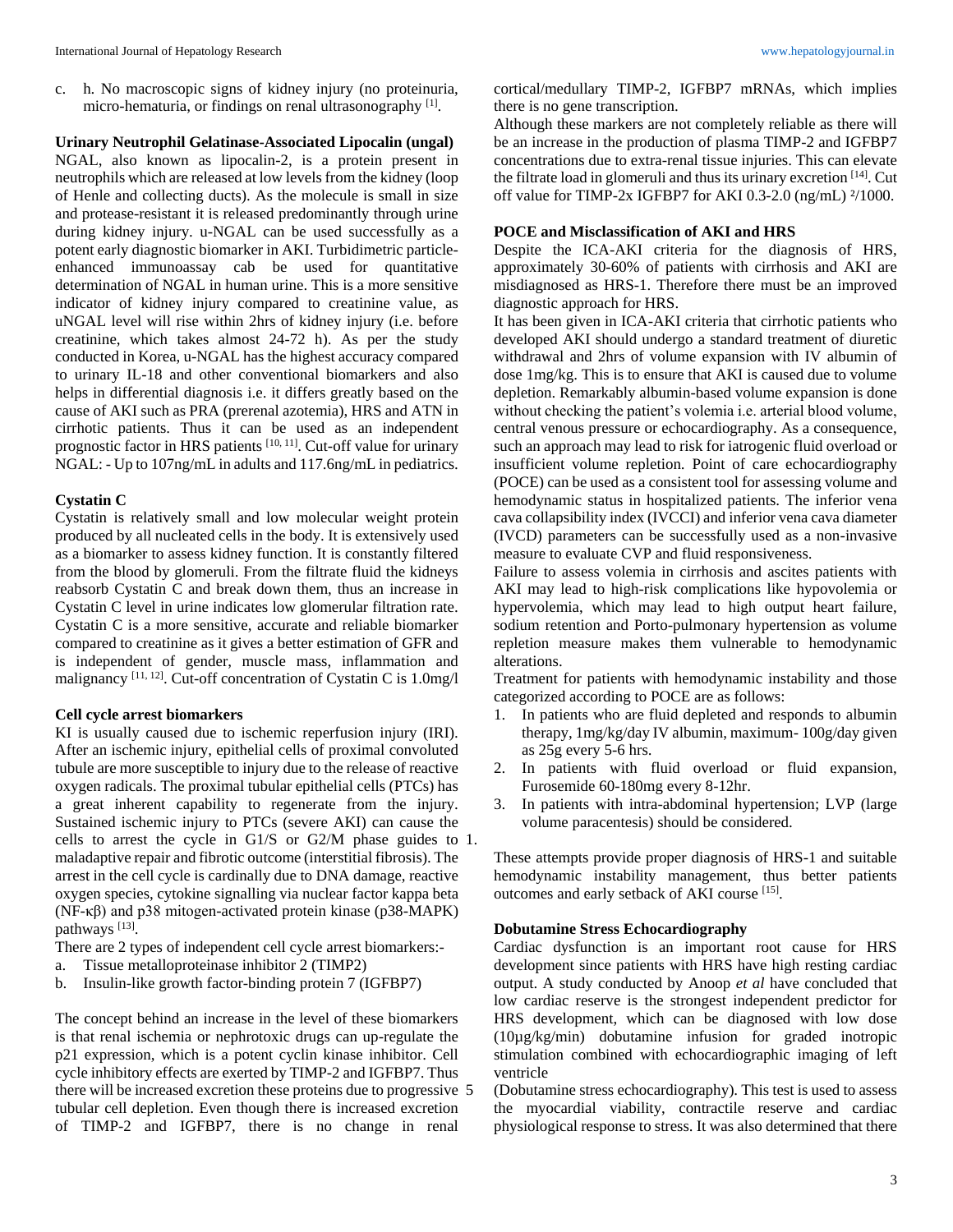c. h. No macroscopic signs of kidney injury (no proteinuria, micro-hematuria, or findings on renal ultrasonography [1].

**Urinary Neutrophil Gelatinase-Associated Lipocalin (ungal)**

NGAL, also known as lipocalin-2, is a protein present in neutrophils which are released at low levels from the kidney (loop of Henle and collecting ducts). As the molecule is small in size and protease-resistant it is released predominantly through urine during kidney injury. u-NGAL can be used successfully as a potent early diagnostic biomarker in AKI. Turbidimetric particle-enhanced immunoassay cab be used for quantitative determination of NGAL in human urine. This is a more sensitive indicator of kidney injury compared to creatinine value, as uNGAL level will rise within 2hrs of kidney injury (i.e. before creatinine, which takes almost 24-72 h). As per the study conducted in Korea, u-NGAL has the highest accuracy compared to urinary IL-18 and other conventional biomarkers and also helps in differential diagnosis i.e. it differs greatly based on the cause of AKI such as PRA (prerenal azotemia), HRS and ATN in cirrhotic patients. Thus it can be used as an independent prognostic factor in HRS patients [10, 11]. Cut-off value for urinary NGAL: - Up to 107ng/mL in adults and 117.6ng/mL in pediatrics.

**Cystatin C**

Cystatin is relatively small and low molecular weight protein produced by all nucleated cells in the body. It is extensively used as a biomarker to assess kidney function. It is constantly filtered from the blood by glomeruli. From the filtrate fluid the kidneys reabsorb Cystatin C and break down them, thus an increase in Cystatin C level in urine indicates low glomerular filtration rate. Cystatin C is a more sensitive, accurate and reliable biomarker compared to creatinine as it gives a better estimation of GFR and is independent of gender, muscle mass, inflammation and malignancy [11, 12]. Cut-off concentration of Cystatin C is 1.0mg/l

**Cell cycle arrest biomarkers**

KI is usually caused due to ischemic reperfusion injury (IRI). After an ischemic injury, epithelial cells of proximal convoluted tubule are more susceptible to injury due to the release of reactive oxygen radicals. The proximal tubular epithelial cells (PTCs) has a great inherent capability to regenerate from the injury. Sustained ischemic injury to PTCs (severe AKI) can cause the cells to arrest the cycle in G1/S or G2/M phase guides to 1. maladaptive repair and fibrotic outcome (interstitial fibrosis). The arrest in the cell cycle is cardinally due to DNA damage, reactive oxygen species, cytokine signalling via nuclear factor kappa beta (NF-κβ) and p38 mitogen-activated protein kinase (p38-MAPK) pathways [13].

There are 2 types of independent cell cycle arrest biomarkers:-

a. Tissue metalloproteinase inhibitor 2 (TIMP2)
b. Insulin-like growth factor-binding protein 7 (IGFBP7)

The concept behind an increase in the level of these biomarkers is that renal ischemia or nephrotoxic drugs can up-regulate the p21 expression, which is a potent cyclin kinase inhibitor. Cell cycle inhibitory effects are exerted by TIMP-2 and IGFBP7. Thus there will be increased excretion these proteins due to progressive 5 tubular cell depletion. Even though there is increased excretion of TIMP-2 and IGFBP7, there is no change in renal cortical/medullary TIMP-2, IGFBP7 mRNAs, which implies there is no gene transcription.

Although these markers are not completely reliable as there will be an increase in the production of plasma TIMP-2 and IGFBP7 concentrations due to extra-renal tissue injuries. This can elevate the filtrate load in glomeruli and thus its urinary excretion [14]. Cut off value for TIMP-2x IGFBP7 for AKI 0.3-2.0 (ng/mL) ²/1000.

**POCE and Misclassification of AKI and HRS**

Despite the ICA-AKI criteria for the diagnosis of HRS, approximately 30-60% of patients with cirrhosis and AKI are misdiagnosed as HRS-1. Therefore there must be an improved diagnostic approach for HRS.

It has been given in ICA-AKI criteria that cirrhotic patients who developed AKI should undergo a standard treatment of diuretic withdrawal and 2hrs of volume expansion with IV albumin of dose 1mg/kg. This is to ensure that AKI is caused due to volume depletion. Remarkably albumin-based volume expansion is done without checking the patient's volemia i.e. arterial blood volume, central venous pressure or echocardiography. As a consequence, such an approach may lead to risk for iatrogenic fluid overload or insufficient volume repletion. Point of care echocardiography (POCE) can be used as a consistent tool for assessing volume and hemodynamic status in hospitalized patients. The inferior vena cava collapsibility index (IVCCI) and inferior vena cava diameter (IVCD) parameters can be successfully used as a non-invasive measure to evaluate CVP and fluid responsiveness.

Failure to assess volemia in cirrhosis and ascites patients with AKI may lead to high-risk complications like hypovolemia or hypervolemia, which may lead to high output heart failure, sodium retention and Porto-pulmonary hypertension as volume repletion measure makes them vulnerable to hemodynamic alterations.

Treatment for patients with hemodynamic instability and those categorized according to POCE are as follows:

1. In patients who are fluid depleted and responds to albumin therapy, 1mg/kg/day IV albumin, maximum- 100g/day given as 25g every 5-6 hrs.
2. In patients with fluid overload or fluid expansion, Furosemide 60-180mg every 8-12hr.
3. In patients with intra-abdominal hypertension; LVP (large volume paracentesis) should be considered.

These attempts provide proper diagnosis of HRS-1 and suitable hemodynamic instability management, thus better patients outcomes and early setback of AKI course [15].

**Dobutamine Stress Echocardiography**

Cardiac dysfunction is an important root cause for HRS development since patients with HRS have high resting cardiac output. A study conducted by Anoop *et al* have concluded that low cardiac reserve is the strongest independent predictor for HRS development, which can be diagnosed with low dose (10µg/kg/min) dobutamine infusion for graded inotropic stimulation combined with echocardiographic imaging of left ventricle (Dobutamine stress echocardiography). This test is used to assess the myocardial viability, contractile reserve and cardiac physiological response to stress. It was also determined that there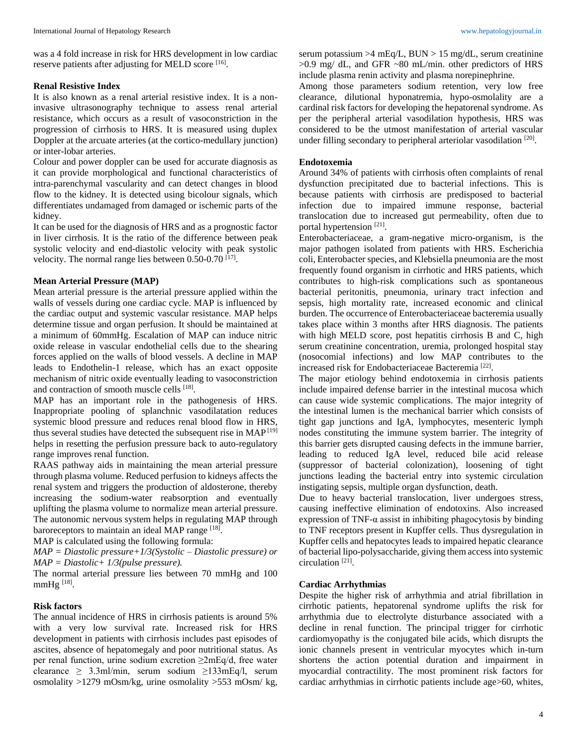was a 4 fold increase in risk for HRS development in low cardiac reserve patients after adjusting for MELD score [16].

**Renal Resistive Index**

It is also known as a renal arterial resistive index. It is a non-invasive ultrasonography technique to assess renal arterial resistance, which occurs as a result of vasoconstriction in the progression of cirrhosis to HRS. It is measured using duplex Doppler at the arcuate arteries (at the cortico-medullary junction) or inter-lobar arteries.

Colour and power doppler can be used for accurate diagnosis as it can provide morphological and functional characteristics of intra-parenchymal vascularity and can detect changes in blood flow to the kidney. It is detected using bicolour signals, which differentiates undamaged from damaged or ischemic parts of the kidney.

It can be used for the diagnosis of HRS and as a prognostic factor in liver cirrhosis. It is the ratio of the difference between peak systolic velocity and end-diastolic velocity with peak systolic velocity. The normal range lies between 0.50-0.70 [17].

**Mean Arterial Pressure (MAP)**

Mean arterial pressure is the arterial pressure applied within the walls of vessels during one cardiac cycle. MAP is influenced by the cardiac output and systemic vascular resistance. MAP helps determine tissue and organ perfusion. It should be maintained at a minimum of 60mmHg. Escalation of MAP can induce nitric oxide release in vascular endothelial cells due to the shearing forces applied on the walls of blood vessels. A decline in MAP leads to Endothelin-1 release, which has an exact opposite mechanism of nitric oxide eventually leading to vasoconstriction and contraction of smooth muscle cells [18].

MAP has an important role in the pathogenesis of HRS. Inappropriate pooling of splanchnic vasodilatation reduces systemic blood pressure and reduces renal blood flow in HRS, thus several studies have detected the subsequent rise in MAP [19] helps in resetting the perfusion pressure back to auto-regulatory range improves renal function.

RAAS pathway aids in maintaining the mean arterial pressure through plasma volume. Reduced perfusion to kidneys affects the renal system and triggers the production of aldosterone, thereby increasing the sodium-water reabsorption and eventually uplifting the plasma volume to normalize mean arterial pressure. The autonomic nervous system helps in regulating MAP through baroreceptors to maintain an ideal MAP range [18].

MAP is calculated using the following formula:

*MAP = Diastolic pressure+1/3(Systolic – Diastolic pressure) or MAP = Diastolic+ 1/3(pulse pressure).*

The normal arterial pressure lies between 70 mmHg and 100 mmHg [18].

**Risk factors**

The annual incidence of HRS in cirrhosis patients is around 5% with a very low survival rate. Increased risk for HRS development in patients with cirrhosis includes past episodes of ascites, absence of hepatomegaly and poor nutritional status. As per renal function, urine sodium excretion ≥2mEq/d, free water clearance ≥ 3.3ml/min, serum sodium ≥133mEq/l, serum osmolality >1279 mOsm/kg, urine osmolality >553 mOsm/ kg, serum potassium >4 mEq/L, BUN > 15 mg/dL, serum creatinine >0.9 mg/ dL, and GFR ~80 mL/min. other predictors of HRS include plasma renin activity and plasma norepinephrine.

Among those parameters sodium retention, very low free clearance, dilutional hyponatremia, hypo-osmolality are a cardinal risk factors for developing the hepatorenal syndrome. As per the peripheral arterial vasodilation hypothesis, HRS was considered to be the utmost manifestation of arterial vascular under filling secondary to peripheral arteriolar vasodilation [20].

**Endotoxemia**

Around 34% of patients with cirrhosis often complaints of renal dysfunction precipitated due to bacterial infections. This is because patients with cirrhosis are predisposed to bacterial infection due to impaired immune response, bacterial translocation due to increased gut permeability, often due to portal hypertension [21].

Enterobacteriaceae, a gram-negative micro-organism, is the major pathogen isolated from patients with HRS. Escherichia coli, Enterobacter species, and Klebsiella pneumonia are the most frequently found organism in cirrhotic and HRS patients, which contributes to high-risk complications such as spontaneous bacterial peritonitis, pneumonia, urinary tract infection and sepsis, high mortality rate, increased economic and clinical burden. The occurrence of Enterobacteriaceae bacteremia usually takes place within 3 months after HRS diagnosis. The patients with high MELD score, post hepatitis cirrhosis B and C, high serum creatinine concentration, uremia, prolonged hospital stay (nosocomial infections) and low MAP contributes to the increased risk for Endobacteriaceae Bacteremia [22].

The major etiology behind endotoxemia in cirrhosis patients include impaired defense barrier in the intestinal mucosa which can cause wide systemic complications. The major integrity of the intestinal lumen is the mechanical barrier which consists of tight gap junctions and IgA, lymphocytes, mesenteric lymph nodes constituting the immune system barrier. The integrity of this barrier gets disrupted causing defects in the immune barrier, leading to reduced IgA level, reduced bile acid release (suppressor of bacterial colonization), loosening of tight junctions leading the bacterial entry into systemic circulation instigating sepsis, multiple organ dysfunction, death.

Due to heavy bacterial translocation, liver undergoes stress, causing ineffective elimination of endotoxins. Also increased expression of TNF-α assist in inhibiting phagocytosis by binding to TNF receptors present in Kupffer cells. Thus dysregulation in Kupffer cells and hepatocytes leads to impaired hepatic clearance of bacterial lipo-polysaccharide, giving them access into systemic circulation [21].

**Cardiac Arrhythmias**

Despite the higher risk of arrhythmia and atrial fibrillation in cirrhotic patients, hepatorenal syndrome uplifts the risk for arrhythmia due to electrolyte disturbance associated with a decline in renal function. The principal trigger for cirrhotic cardiomyopathy is the conjugated bile acids, which disrupts the ionic channels present in ventricular myocytes which in-turn shortens the action potential duration and impairment in myocardial contractility. The most prominent risk factors for cardiac arrhythmias in cirrhotic patients include age>60, whites,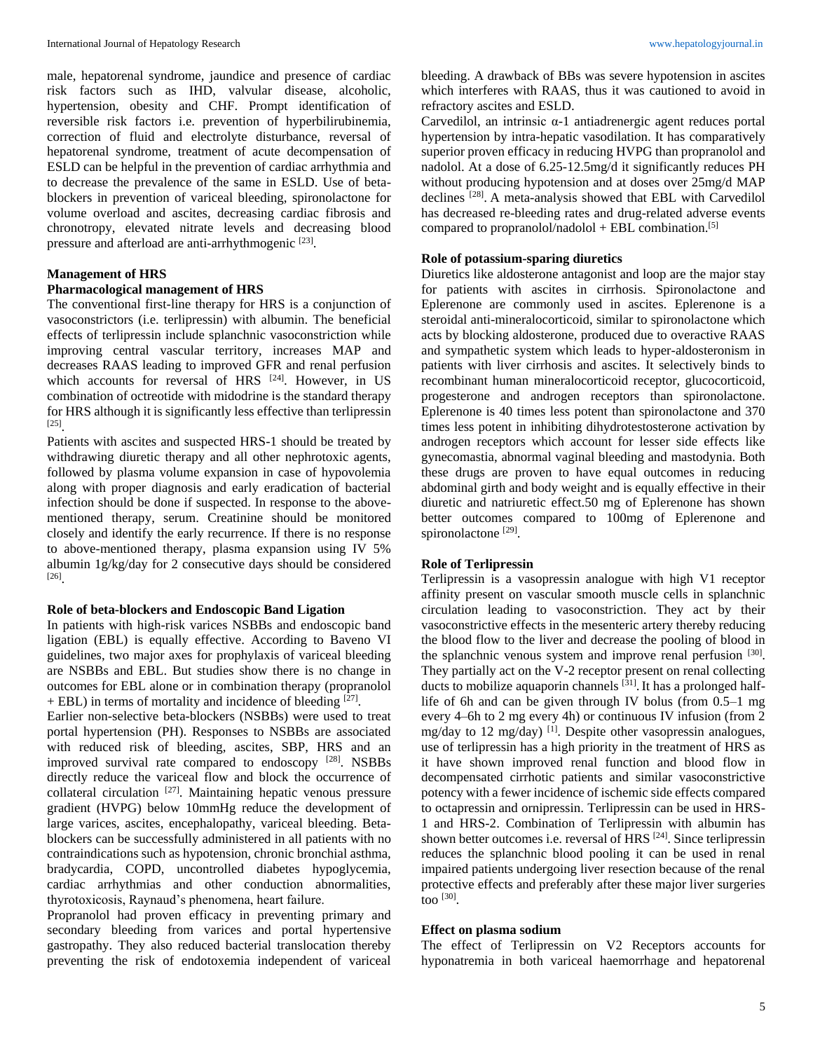male, hepatorenal syndrome, jaundice and presence of cardiac risk factors such as IHD, valvular disease, alcoholic, hypertension, obesity and CHF. Prompt identification of reversible risk factors i.e. prevention of hyperbilirubinemia, correction of fluid and electrolyte disturbance, reversal of hepatorenal syndrome, treatment of acute decompensation of ESLD can be helpful in the prevention of cardiac arrhythmia and to decrease the prevalence of the same in ESLD. Use of beta-blockers in prevention of variceal bleeding, spironolactone for volume overload and ascites, decreasing cardiac fibrosis and chronotropy, elevated nitrate levels and decreasing blood pressure and afterload are anti-arrhythmogenic [23].

### Management of HRS

#### Pharmacological management of HRS

The conventional first-line therapy for HRS is a conjunction of vasoconstrictors (i.e. terlipressin) with albumin. The beneficial effects of terlipressin include splanchnic vasoconstriction while improving central vascular territory, increases MAP and decreases RAAS leading to improved GFR and renal perfusion which accounts for reversal of HRS [24]. However, in US combination of octreotide with midodrine is the standard therapy for HRS although it is significantly less effective than terlipressin [25].

Patients with ascites and suspected HRS-1 should be treated by withdrawing diuretic therapy and all other nephrotoxic agents, followed by plasma volume expansion in case of hypovolemia along with proper diagnosis and early eradication of bacterial infection should be done if suspected. In response to the above-mentioned therapy, serum. Creatinine should be monitored closely and identify the early recurrence. If there is no response to above-mentioned therapy, plasma expansion using IV 5% albumin 1g/kg/day for 2 consecutive days should be considered [26].

#### Role of beta-blockers and Endoscopic Band Ligation

In patients with high-risk varices NSBBs and endoscopic band ligation (EBL) is equally effective. According to Baveno VI guidelines, two major axes for prophylaxis of variceal bleeding are NSBBs and EBL. But studies show there is no change in outcomes for EBL alone or in combination therapy (propranolol + EBL) in terms of mortality and incidence of bleeding [27].

Earlier non-selective beta-blockers (NSBBs) were used to treat portal hypertension (PH). Responses to NSBBs are associated with reduced risk of bleeding, ascites, SBP, HRS and an improved survival rate compared to endoscopy [28]. NSBBs directly reduce the variceal flow and block the occurrence of collateral circulation [27]. Maintaining hepatic venous pressure gradient (HVPG) below 10mmHg reduce the development of large varices, ascites, encephalopathy, variceal bleeding. Beta-blockers can be successfully administered in all patients with no contraindications such as hypotension, chronic bronchial asthma, bradycardia, COPD, uncontrolled diabetes hypoglycemia, cardiac arrhythmias and other conduction abnormalities, thyrotoxicosis, Raynaud's phenomena, heart failure.

Propranolol had proven efficacy in preventing primary and secondary bleeding from varices and portal hypertensive gastropathy. They also reduced bacterial translocation thereby preventing the risk of endotoxemia independent of variceal bleeding. A drawback of BBs was severe hypotension in ascites which interferes with RAAS, thus it was cautioned to avoid in refractory ascites and ESLD.

Carvedilol, an intrinsic α-1 antiadrenergic agent reduces portal hypertension by intra-hepatic vasodilation. It has comparatively superior proven efficacy in reducing HVPG than propranolol and nadolol. At a dose of 6.25-12.5mg/d it significantly reduces PH without producing hypotension and at doses over 25mg/d MAP declines [28]. A meta-analysis showed that EBL with Carvedilol has decreased re-bleeding rates and drug-related adverse events compared to propranolol/nadolol + EBL combination.[5]

#### Role of potassium-sparing diuretics

Diuretics like aldosterone antagonist and loop are the major stay for patients with ascites in cirrhosis. Spironolactone and Eplerenone are commonly used in ascites. Eplerenone is a steroidal anti-mineralocorticoid, similar to spironolactone which acts by blocking aldosterone, produced due to overactive RAAS and sympathetic system which leads to hyper-aldosteronism in patients with liver cirrhosis and ascites. It selectively binds to recombinant human mineralocorticoid receptor, glucocorticoid, progesterone and androgen receptors than spironolactone. Eplerenone is 40 times less potent than spironolactone and 370 times less potent in inhibiting dihydrotestosterone activation by androgen receptors which account for lesser side effects like gynecomastia, abnormal vaginal bleeding and mastodynia. Both these drugs are proven to have equal outcomes in reducing abdominal girth and body weight and is equally effective in their diuretic and natriuretic effect.50 mg of Eplerenone has shown better outcomes compared to 100mg of Eplerenone and spironolactone [29].

#### Role of Terlipressin

Terlipressin is a vasopressin analogue with high V1 receptor affinity present on vascular smooth muscle cells in splanchnic circulation leading to vasoconstriction. They act by their vasoconstrictive effects in the mesenteric artery thereby reducing the blood flow to the liver and decrease the pooling of blood in the splanchnic venous system and improve renal perfusion [30]. They partially act on the V-2 receptor present on renal collecting ducts to mobilize aquaporin channels [31]. It has a prolonged half-life of 6h and can be given through IV bolus (from 0.5–1 mg every 4–6h to 2 mg every 4h) or continuous IV infusion (from 2 mg/day to 12 mg/day) [1]. Despite other vasopressin analogues, use of terlipressin has a high priority in the treatment of HRS as it have shown improved renal function and blood flow in decompensated cirrhotic patients and similar vasoconstrictive potency with a fewer incidence of ischemic side effects compared to octapressin and ornipressin. Terlipressin can be used in HRS-1 and HRS-2. Combination of Terlipressin with albumin has shown better outcomes i.e. reversal of HRS [24]. Since terlipressin reduces the splanchnic blood pooling it can be used in renal impaired patients undergoing liver resection because of the renal protective effects and preferably after these major liver surgeries too [30].

#### Effect on plasma sodium

The effect of Terlipressin on V2 Receptors accounts for hyponatremia in both variceal haemorrhage and hepatorenal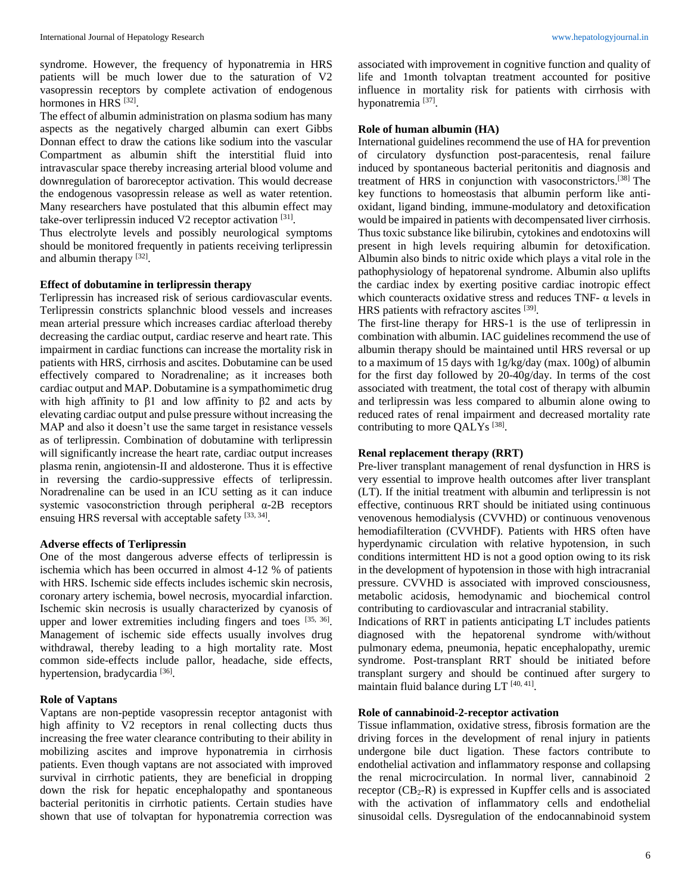syndrome. However, the frequency of hyponatremia in HRS patients will be much lower due to the saturation of V2 vasopressin receptors by complete activation of endogenous hormones in HRS [32].

The effect of albumin administration on plasma sodium has many aspects as the negatively charged albumin can exert Gibbs Donnan effect to draw the cations like sodium into the vascular Compartment as albumin shift the interstitial fluid into intravascular space thereby increasing arterial blood volume and downregulation of baroreceptor activation. This would decrease the endogenous vasopressin release as well as water retention. Many researchers have postulated that this albumin effect may take-over terlipressin induced V2 receptor activation [31].

Thus electrolyte levels and possibly neurological symptoms should be monitored frequently in patients receiving terlipressin and albumin therapy [32].

### Effect of dobutamine in terlipressin therapy

Terlipressin has increased risk of serious cardiovascular events. Terlipressin constricts splanchnic blood vessels and increases mean arterial pressure which increases cardiac afterload thereby decreasing the cardiac output, cardiac reserve and heart rate. This impairment in cardiac functions can increase the mortality risk in patients with HRS, cirrhosis and ascites. Dobutamine can be used effectively compared to Noradrenaline; as it increases both cardiac output and MAP. Dobutamine is a sympathomimetic drug with high affinity to β1 and low affinity to β2 and acts by elevating cardiac output and pulse pressure without increasing the MAP and also it doesn't use the same target in resistance vessels as of terlipressin. Combination of dobutamine with terlipressin will significantly increase the heart rate, cardiac output increases plasma renin, angiotensin-II and aldosterone. Thus it is effective in reversing the cardio-suppressive effects of terlipressin. Noradrenaline can be used in an ICU setting as it can induce systemic vasoconstriction through peripheral α-2B receptors ensuing HRS reversal with acceptable safety [33, 34].

### Adverse effects of Terlipressin

One of the most dangerous adverse effects of terlipressin is ischemia which has been occurred in almost 4-12 % of patients with HRS. Ischemic side effects includes ischemic skin necrosis, coronary artery ischemia, bowel necrosis, myocardial infarction. Ischemic skin necrosis is usually characterized by cyanosis of upper and lower extremities including fingers and toes [35, 36]. Management of ischemic side effects usually involves drug withdrawal, thereby leading to a high mortality rate. Most common side-effects include pallor, headache, side effects, hypertension, bradycardia [36].

### Role of Vaptans

Vaptans are non-peptide vasopressin receptor antagonist with high affinity to V2 receptors in renal collecting ducts thus increasing the free water clearance contributing to their ability in mobilizing ascites and improve hyponatremia in cirrhosis patients. Even though vaptans are not associated with improved survival in cirrhotic patients, they are beneficial in dropping down the risk for hepatic encephalopathy and spontaneous bacterial peritonitis in cirrhotic patients. Certain studies have shown that use of tolvaptan for hyponatremia correction was associated with improvement in cognitive function and quality of life and 1month tolvaptan treatment accounted for positive influence in mortality risk for patients with cirrhosis with hyponatremia [37].

### Role of human albumin (HA)

International guidelines recommend the use of HA for prevention of circulatory dysfunction post-paracentesis, renal failure induced by spontaneous bacterial peritonitis and diagnosis and treatment of HRS in conjunction with vasoconstrictors.[38] The key functions to homeostasis that albumin perform like anti-oxidant, ligand binding, immune-modulatory and detoxification would be impaired in patients with decompensated liver cirrhosis. Thus toxic substance like bilirubin, cytokines and endotoxins will present in high levels requiring albumin for detoxification. Albumin also binds to nitric oxide which plays a vital role in the pathophysiology of hepatorenal syndrome. Albumin also uplifts the cardiac index by exerting positive cardiac inotropic effect which counteracts oxidative stress and reduces TNF- α levels in HRS patients with refractory ascites [39].

The first-line therapy for HRS-1 is the use of terlipressin in combination with albumin. IAC guidelines recommend the use of albumin therapy should be maintained until HRS reversal or up to a maximum of 15 days with 1g/kg/day (max. 100g) of albumin for the first day followed by 20-40g/day. In terms of the cost associated with treatment, the total cost of therapy with albumin and terlipressin was less compared to albumin alone owing to reduced rates of renal impairment and decreased mortality rate contributing to more QALYs [38].

### Renal replacement therapy (RRT)

Pre-liver transplant management of renal dysfunction in HRS is very essential to improve health outcomes after liver transplant (LT). If the initial treatment with albumin and terlipressin is not effective, continuous RRT should be initiated using continuous venovenous hemodialysis (CVVHD) or continuous venovenous hemodiafilteration (CVVHDF). Patients with HRS often have hyperdynamic circulation with relative hypotension, in such conditions intermittent HD is not a good option owing to its risk in the development of hypotension in those with high intracranial pressure. CVVHD is associated with improved consciousness, metabolic acidosis, hemodynamic and biochemical control contributing to cardiovascular and intracranial stability.

Indications of RRT in patients anticipating LT includes patients diagnosed with the hepatorenal syndrome with/without pulmonary edema, pneumonia, hepatic encephalopathy, uremic syndrome. Post-transplant RRT should be initiated before transplant surgery and should be continued after surgery to maintain fluid balance during LT [40, 41].

### Role of cannabinoid-2-receptor activation

Tissue inflammation, oxidative stress, fibrosis formation are the driving forces in the development of renal injury in patients undergone bile duct ligation. These factors contribute to endothelial activation and inflammatory response and collapsing the renal microcirculation. In normal liver, cannabinoid 2 receptor ($CB_2$-R) is expressed in Kupffer cells and is associated with the activation of inflammatory cells and endothelial sinusoidal cells. Dysregulation of the endocannabinoid system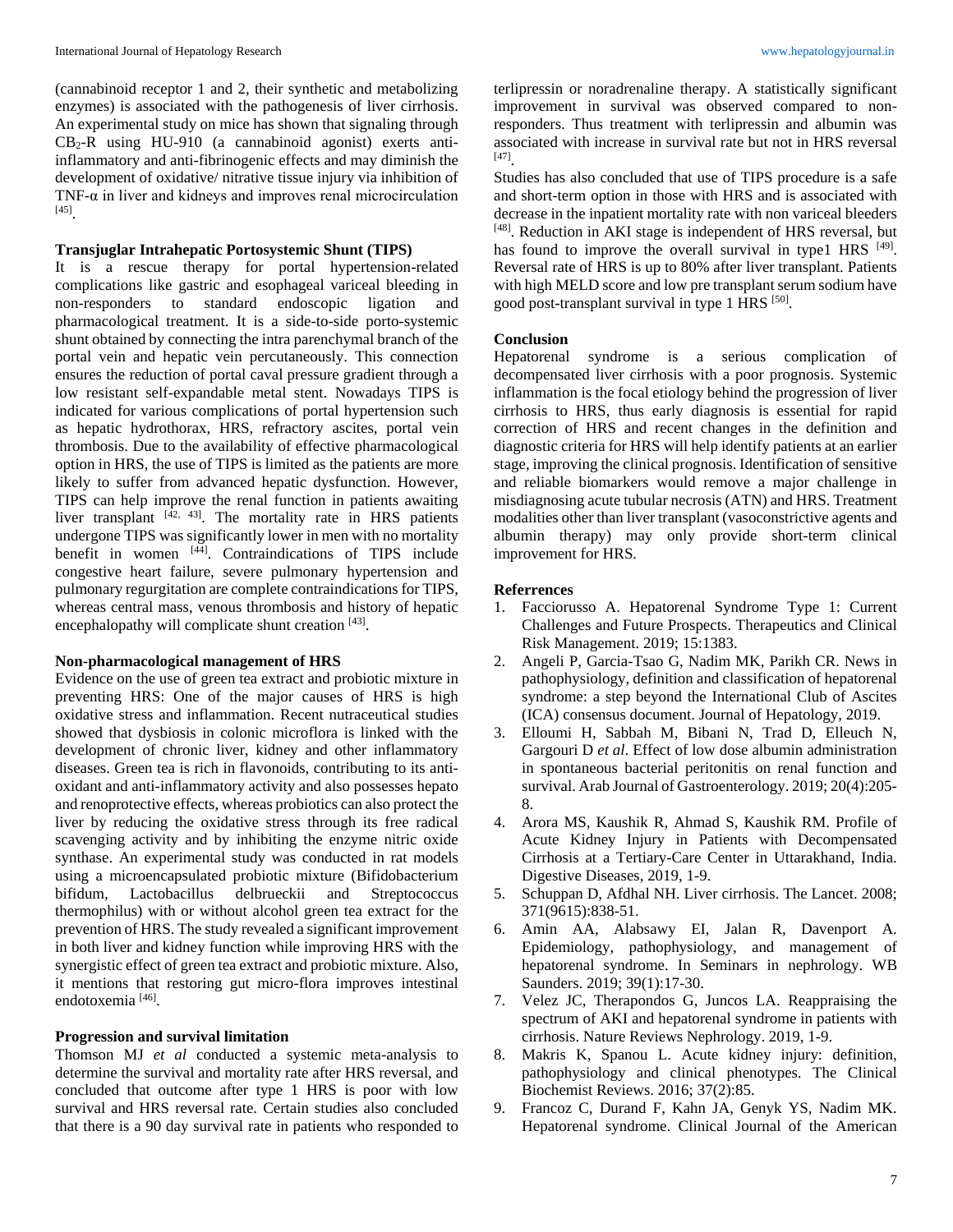(cannabinoid receptor 1 and 2, their synthetic and metabolizing enzymes) is associated with the pathogenesis of liver cirrhosis. An experimental study on mice has shown that signaling through $CB_2$-R using HU-910 (a cannabinoid agonist) exerts anti-inflammatory and anti-fibrinogenic effects and may diminish the development of oxidative/ nitrative tissue injury via inhibition of TNF-α in liver and kidneys and improves renal microcirculation [45].

### Transjuglar Intrahepatic Portosystemic Shunt (TIPS)

It is a rescue therapy for portal hypertension-related complications like gastric and esophageal variceal bleeding in non-responders to standard endoscopic ligation and pharmacological treatment. It is a side-to-side porto-systemic shunt obtained by connecting the intra parenchymal branch of the portal vein and hepatic vein percutaneously. This connection ensures the reduction of portal caval pressure gradient through a low resistant self-expandable metal stent. Nowadays TIPS is indicated for various complications of portal hypertension such as hepatic hydrothorax, HRS, refractory ascites, portal vein thrombosis. Due to the availability of effective pharmacological option in HRS, the use of TIPS is limited as the patients are more likely to suffer from advanced hepatic dysfunction. However, TIPS can help improve the renal function in patients awaiting liver transplant [42, 43]. The mortality rate in HRS patients undergone TIPS was significantly lower in men with no mortality benefit in women [44]. Contraindications of TIPS include congestive heart failure, severe pulmonary hypertension and pulmonary regurgitation are complete contraindications for TIPS, whereas central mass, venous thrombosis and history of hepatic encephalopathy will complicate shunt creation [43].

### Non-pharmacological management of HRS

Evidence on the use of green tea extract and probiotic mixture in preventing HRS: One of the major causes of HRS is high oxidative stress and inflammation. Recent nutraceutical studies showed that dysbiosis in colonic microflora is linked with the development of chronic liver, kidney and other inflammatory diseases. Green tea is rich in flavonoids, contributing to its anti-oxidant and anti-inflammatory activity and also possesses hepato and renoprotective effects, whereas probiotics can also protect the liver by reducing the oxidative stress through its free radical scavenging activity and by inhibiting the enzyme nitric oxide synthase. An experimental study was conducted in rat models using a microencapsulated probiotic mixture (Bifidobacterium bifidum, Lactobacillus delbrueckii and Streptococcus thermophilus) with or without alcohol green tea extract for the prevention of HRS. The study revealed a significant improvement in both liver and kidney function while improving HRS with the synergistic effect of green tea extract and probiotic mixture. Also, it mentions that restoring gut micro-flora improves intestinal endotoxemia [46].

### Progression and survival limitation

Thomson MJ *et al* conducted a systemic meta-analysis to determine the survival and mortality rate after HRS reversal, and concluded that outcome after type 1 HRS is poor with low survival and HRS reversal rate. Certain studies also concluded that there is a 90 day survival rate in patients who responded to terlipressin or noradrenaline therapy. A statistically significant improvement in survival was observed compared to non-responders. Thus treatment with terlipressin and albumin was associated with increase in survival rate but not in HRS reversal [47].

Studies has also concluded that use of TIPS procedure is a safe and short-term option in those with HRS and is associated with decrease in the inpatient mortality rate with non variceal bleeders [48]. Reduction in AKI stage is independent of HRS reversal, but has found to improve the overall survival in type1 HRS [49]. Reversal rate of HRS is up to 80% after liver transplant. Patients with high MELD score and low pre transplant serum sodium have good post-transplant survival in type 1 HRS [50].

### Conclusion

Hepatorenal syndrome is a serious complication of decompensated liver cirrhosis with a poor prognosis. Systemic inflammation is the focal etiology behind the progression of liver cirrhosis to HRS, thus early diagnosis is essential for rapid correction of HRS and recent changes in the definition and diagnostic criteria for HRS will help identify patients at an earlier stage, improving the clinical prognosis. Identification of sensitive and reliable biomarkers would remove a major challenge in misdiagnosing acute tubular necrosis (ATN) and HRS. Treatment modalities other than liver transplant (vasoconstrictive agents and albumin therapy) may only provide short-term clinical improvement for HRS.

### Referrences

1. Facciorusso A. Hepatorenal Syndrome Type 1: Current Challenges and Future Prospects. Therapeutics and Clinical Risk Management. 2019; 15:1383.
2. Angeli P, Garcia-Tsao G, Nadim MK, Parikh CR. News in pathophysiology, definition and classification of hepatorenal syndrome: a step beyond the International Club of Ascites (ICA) consensus document. Journal of Hepatology, 2019.
3. Elloumi H, Sabbah M, Bibani N, Trad D, Elleuch N, Gargouri D *et al*. Effect of low dose albumin administration in spontaneous bacterial peritonitis on renal function and survival. Arab Journal of Gastroenterology. 2019; 20(4):205-8.
4. Arora MS, Kaushik R, Ahmad S, Kaushik RM. Profile of Acute Kidney Injury in Patients with Decompensated Cirrhosis at a Tertiary-Care Center in Uttarakhand, India. Digestive Diseases, 2019, 1-9.
5. Schuppan D, Afdhal NH. Liver cirrhosis. The Lancet. 2008; 371(9615):838-51.
6. Amin AA, Alabsawy EI, Jalan R, Davenport A. Epidemiology, pathophysiology, and management of hepatorenal syndrome. In Seminars in nephrology. WB Saunders. 2019; 39(1):17-30.
7. Velez JC, Therapondos G, Juncos LA. Reappraising the spectrum of AKI and hepatorenal syndrome in patients with cirrhosis. Nature Reviews Nephrology. 2019, 1-9.
8. Makris K, Spanou L. Acute kidney injury: definition, pathophysiology and clinical phenotypes. The Clinical Biochemist Reviews. 2016; 37(2):85.
9. Francoz C, Durand F, Kahn JA, Genyk YS, Nadim MK. Hepatorenal syndrome. Clinical Journal of the American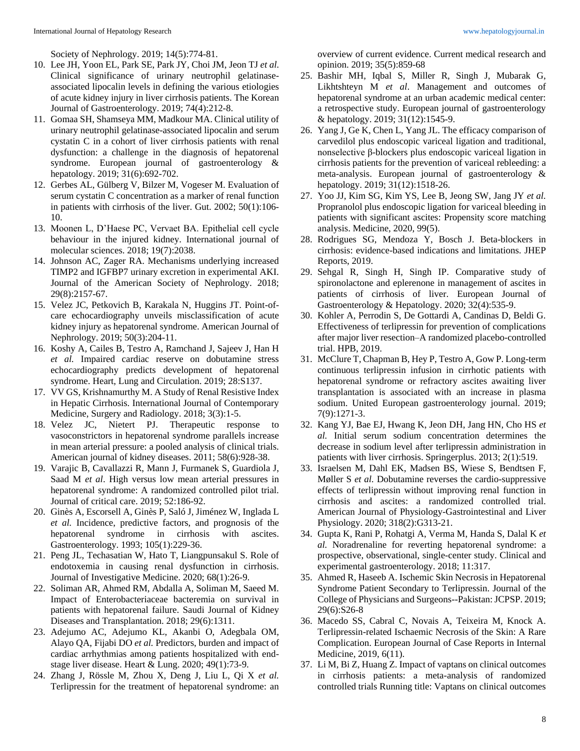Society of Nephrology. 2019; 14(5):774-81.

10. Lee JH, Yoon EL, Park SE, Park JY, Choi JM, Jeon TJ *et al.* Clinical significance of urinary neutrophil gelatinase-associated lipocalin levels in defining the various etiologies of acute kidney injury in liver cirrhosis patients. The Korean Journal of Gastroenterology. 2019; 74(4):212-8.
11. Gomaa SH, Shamseya MM, Madkour MA. Clinical utility of urinary neutrophil gelatinase-associated lipocalin and serum cystatin C in a cohort of liver cirrhosis patients with renal dysfunction: a challenge in the diagnosis of hepatorenal syndrome. European journal of gastroenterology & hepatology. 2019; 31(6):692-702.
12. Gerbes AL, Gülberg V, Bilzer M, Vogeser M. Evaluation of serum cystatin C concentration as a marker of renal function in patients with cirrhosis of the liver. Gut. 2002; 50(1):106-10.
13. Moonen L, D'Haese PC, Vervaet BA. Epithelial cell cycle behaviour in the injured kidney. International journal of molecular sciences. 2018; 19(7):2038.
14. Johnson AC, Zager RA. Mechanisms underlying increased TIMP2 and IGFBP7 urinary excretion in experimental AKI. Journal of the American Society of Nephrology. 2018; 29(8):2157-67.
15. Velez JC, Petkovich B, Karakala N, Huggins JT. Point-of-care echocardiography unveils misclassification of acute kidney injury as hepatorenal syndrome. American Journal of Nephrology. 2019; 50(3):204-11.
16. Koshy A, Cailes B, Testro A, Ramchand J, Sajeev J, Han H *et al.* Impaired cardiac reserve on dobutamine stress echocardiography predicts development of hepatorenal syndrome. Heart, Lung and Circulation. 2019; 28:S137.
17. VV GS, Krishnamurthy M. A Study of Renal Resistive Index in Hepatic Cirrhosis. International Journal of Contemporary Medicine, Surgery and Radiology. 2018; 3(3):1-5.
18. Velez JC, Nietert PJ. Therapeutic response to vasoconstrictors in hepatorenal syndrome parallels increase in mean arterial pressure: a pooled analysis of clinical trials. American journal of kidney diseases. 2011; 58(6):928-38.
19. Varajic B, Cavallazzi R, Mann J, Furmanek S, Guardiola J, Saad M *et al*. High versus low mean arterial pressures in hepatorenal syndrome: A randomized controlled pilot trial. Journal of critical care. 2019; 52:186-92.
20. Ginès A, Escorsell A, Ginès P, Saló J, Jiménez W, Inglada L *et al.* Incidence, predictive factors, and prognosis of the hepatorenal syndrome in cirrhosis with ascites. Gastroenterology. 1993; 105(1):229-36.
21. Peng JL, Techasatian W, Hato T, Liangpunsakul S. Role of endotoxemia in causing renal dysfunction in cirrhosis. Journal of Investigative Medicine. 2020; 68(1):26-9.
22. Soliman AR, Ahmed RM, Abdalla A, Soliman M, Saeed M. Impact of Enterobacteriaceae bacteremia on survival in patients with hepatorenal failure. Saudi Journal of Kidney Diseases and Transplantation. 2018; 29(6):1311.
23. Adejumo AC, Adejumo KL, Akanbi O, Adegbala OM, Alayo QA, Fijabi DO *et al.* Predictors, burden and impact of cardiac arrhythmias among patients hospitalized with end-stage liver disease. Heart & Lung. 2020; 49(1):73-9.
24. Zhang J, Rössle M, Zhou X, Deng J, Liu L, Qi X *et al.* Terlipressin for the treatment of hepatorenal syndrome: an overview of current evidence. Current medical research and opinion. 2019; 35(5):859-68
25. Bashir MH, Iqbal S, Miller R, Singh J, Mubarak G, Likhtshteyn M *et al*. Management and outcomes of hepatorenal syndrome at an urban academic medical center: a retrospective study. European journal of gastroenterology & hepatology. 2019; 31(12):1545-9.
26. Yang J, Ge K, Chen L, Yang JL. The efficacy comparison of carvedilol plus endoscopic variceal ligation and traditional, nonselective β-blockers plus endoscopic variceal ligation in cirrhosis patients for the prevention of variceal rebleeding: a meta-analysis. European journal of gastroenterology & hepatology. 2019; 31(12):1518-26.
27. Yoo JJ, Kim SG, Kim YS, Lee B, Jeong SW, Jang JY *et al.* Propranolol plus endoscopic ligation for variceal bleeding in patients with significant ascites: Propensity score matching analysis. Medicine, 2020, 99(5).
28. Rodrigues SG, Mendoza Y, Bosch J. Beta-blockers in cirrhosis: evidence-based indications and limitations. JHEP Reports, 2019.
29. Sehgal R, Singh H, Singh IP. Comparative study of spironolactone and eplerenone in management of ascites in patients of cirrhosis of liver. European Journal of Gastroenterology & Hepatology. 2020; 32(4):535-9.
30. Kohler A, Perrodin S, De Gottardi A, Candinas D, Beldi G. Effectiveness of terlipressin for prevention of complications after major liver resection–A randomized placebo-controlled trial. HPB, 2019.
31. McClure T, Chapman B, Hey P, Testro A, Gow P. Long-term continuous terlipressin infusion in cirrhotic patients with hepatorenal syndrome or refractory ascites awaiting liver transplantation is associated with an increase in plasma sodium. United European gastroenterology journal. 2019; 7(9):1271-3.
32. Kang YJ, Bae EJ, Hwang K, Jeon DH, Jang HN, Cho HS *et al.* Initial serum sodium concentration determines the decrease in sodium level after terlipressin administration in patients with liver cirrhosis. Springerplus. 2013; 2(1):519.
33. Israelsen M, Dahl EK, Madsen BS, Wiese S, Bendtsen F, Møller S *et al.* Dobutamine reverses the cardio-suppressive effects of terlipressin without improving renal function in cirrhosis and ascites: a randomized controlled trial. American Journal of Physiology-Gastrointestinal and Liver Physiology. 2020; 318(2):G313-21.
34. Gupta K, Rani P, Rohatgi A, Verma M, Handa S, Dalal K *et al.* Noradrenaline for reverting hepatorenal syndrome: a prospective, observational, single-center study. Clinical and experimental gastroenterology. 2018; 11:317.
35. Ahmed R, Haseeb A. Ischemic Skin Necrosis in Hepatorenal Syndrome Patient Secondary to Terlipressin. Journal of the College of Physicians and Surgeons--Pakistan: JCPSP. 2019; 29(6):S26-8
36. Macedo SS, Cabral C, Novais A, Teixeira M, Knock A. Terlipressin-related Ischaemic Necrosis of the Skin: A Rare Complication. European Journal of Case Reports in Internal Medicine, 2019, 6(11).
37. Li M, Bi Z, Huang Z. Impact of vaptans on clinical outcomes in cirrhosis patients: a meta-analysis of randomized controlled trials Running title: Vaptans on clinical outcomes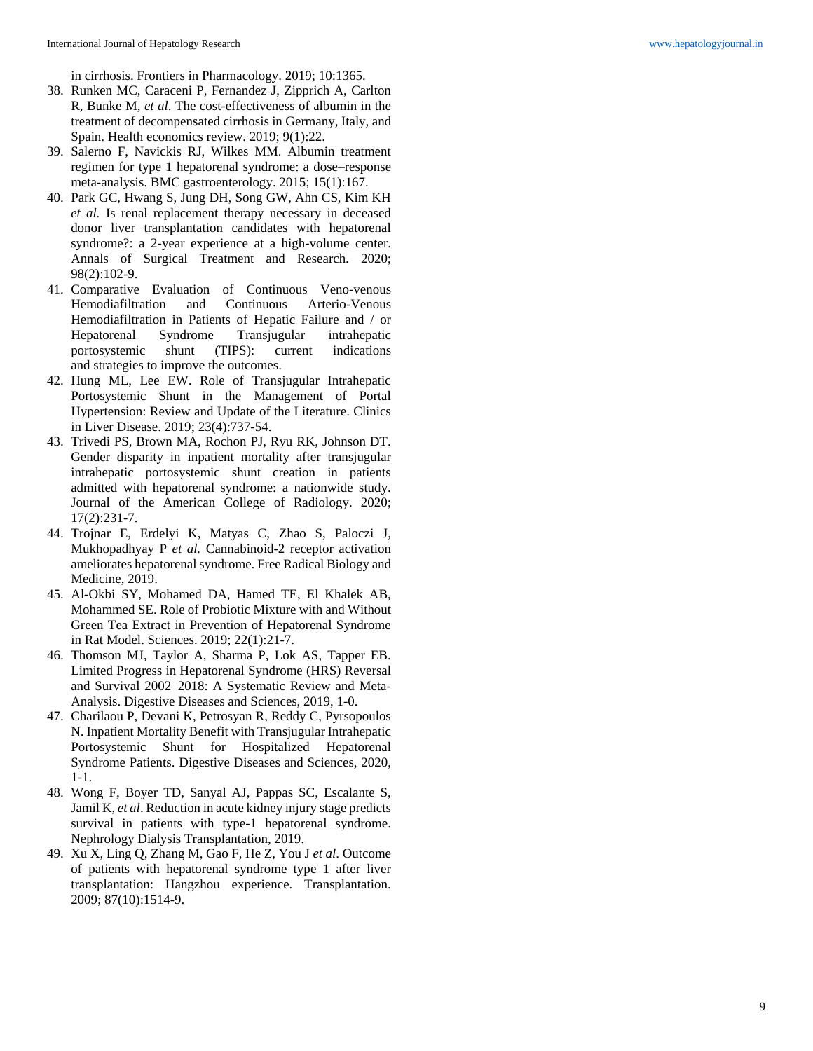in cirrhosis. Frontiers in Pharmacology. 2019; 10:1365.

38. Runken MC, Caraceni P, Fernandez J, Zipprich A, Carlton R, Bunke M, *et al*. The cost-effectiveness of albumin in the treatment of decompensated cirrhosis in Germany, Italy, and Spain. Health economics review. 2019; 9(1):22.
39. Salerno F, Navickis RJ, Wilkes MM. Albumin treatment regimen for type 1 hepatorenal syndrome: a dose–response meta-analysis. BMC gastroenterology. 2015; 15(1):167.
40. Park GC, Hwang S, Jung DH, Song GW, Ahn CS, Kim KH *et al.* Is renal replacement therapy necessary in deceased donor liver transplantation candidates with hepatorenal syndrome?: a 2-year experience at a high-volume center. Annals of Surgical Treatment and Research. 2020; 98(2):102-9.
41. Comparative Evaluation of Continuous Veno-venous Hemodiafiltration and Continuous Arterio-Venous Hemodiafiltration in Patients of Hepatic Failure and / or Hepatorenal Syndrome Transjugular intrahepatic portosystemic shunt (TIPS): current indications and strategies to improve the outcomes.
42. Hung ML, Lee EW. Role of Transjugular Intrahepatic Portosystemic Shunt in the Management of Portal Hypertension: Review and Update of the Literature. Clinics in Liver Disease. 2019; 23(4):737-54.
43. Trivedi PS, Brown MA, Rochon PJ, Ryu RK, Johnson DT. Gender disparity in inpatient mortality after transjugular intrahepatic portosystemic shunt creation in patients admitted with hepatorenal syndrome: a nationwide study. Journal of the American College of Radiology. 2020; 17(2):231-7.
44. Trojnar E, Erdelyi K, Matyas C, Zhao S, Paloczi J, Mukhopadhyay P *et al.* Cannabinoid-2 receptor activation ameliorates hepatorenal syndrome. Free Radical Biology and Medicine, 2019.
45. Al-Okbi SY, Mohamed DA, Hamed TE, El Khalek AB, Mohammed SE. Role of Probiotic Mixture with and Without Green Tea Extract in Prevention of Hepatorenal Syndrome in Rat Model. Sciences. 2019; 22(1):21-7.
46. Thomson MJ, Taylor A, Sharma P, Lok AS, Tapper EB. Limited Progress in Hepatorenal Syndrome (HRS) Reversal and Survival 2002–2018: A Systematic Review and Meta-Analysis. Digestive Diseases and Sciences, 2019, 1-0.
47. Charilaou P, Devani K, Petrosyan R, Reddy C, Pyrsopoulos N. Inpatient Mortality Benefit with Transjugular Intrahepatic Portosystemic Shunt for Hospitalized Hepatorenal Syndrome Patients. Digestive Diseases and Sciences, 2020, 1-1.
48. Wong F, Boyer TD, Sanyal AJ, Pappas SC, Escalante S, Jamil K, *et al*. Reduction in acute kidney injury stage predicts survival in patients with type-1 hepatorenal syndrome. Nephrology Dialysis Transplantation, 2019.
49. Xu X, Ling Q, Zhang M, Gao F, He Z, You J *et al*. Outcome of patients with hepatorenal syndrome type 1 after liver transplantation: Hangzhou experience. Transplantation. 2009; 87(10):1514-9.